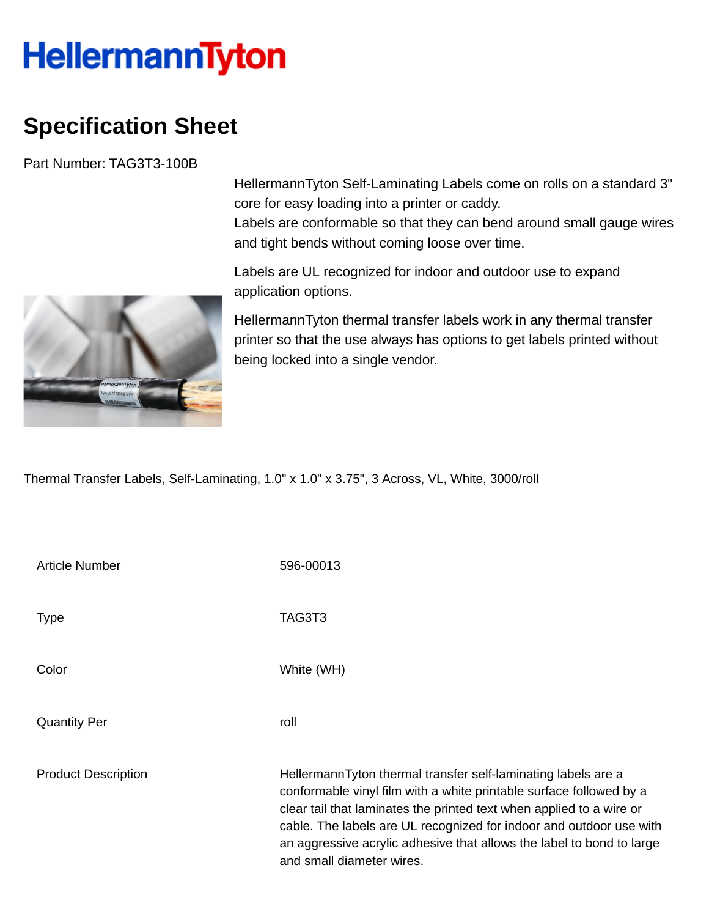# HellermannTyton

## Specification Sheet

Part Number: TAG3T3-100B

HellermannTyton Self-Laminating Labels come on rolls on a standard 3" core for easy loading into a printer or caddy.
Labels are conformable so that they can bend around small gauge wires and tight bends without coming loose over time.

Labels are UL recognized for indoor and outdoor use to expand application options.

HellermannTyton thermal transfer labels work in any thermal transfer printer so that the use always has options to get labels printed without being locked into a single vendor.

Thermal Transfer Labels, Self-Laminating, 1.0" x 1.0" x 3.75", 3 Across, VL, White, 3000/roll

| | |
|---|---|
| Article Number | 596-00013 |
| Type | TAG3T3 |
| Color | White (WH) |
| Quantity Per | roll |
| Product Description | HellermannTyton thermal transfer self-laminating labels are a conformable vinyl film with a white printable surface followed by a clear tail that laminates the printed text when applied to a wire or cable. The labels are UL recognized for indoor and outdoor use with an aggressive acrylic adhesive that allows the label to bond to large and small diameter wires. |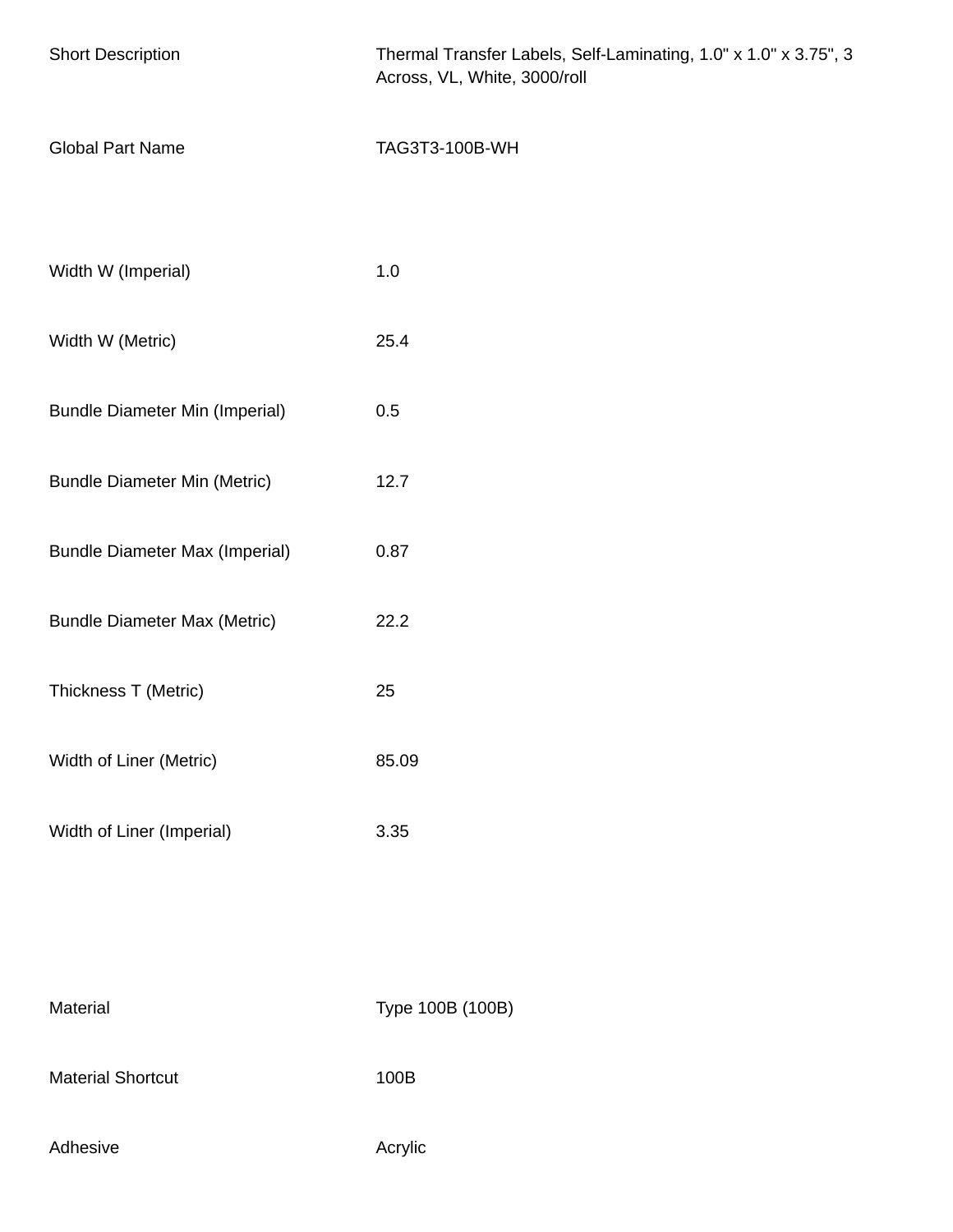| | |
|---|---|
| Short Description | Thermal Transfer Labels, Self-Laminating, 1.0" x 1.0" x 3.75", 3 Across, VL, White, 3000/roll |
| Global Part Name | TAG3T3-100B-WH |

| | |
|---|---|
| Width W (Imperial) | 1.0 |
| Width W (Metric) | 25.4 |
| Bundle Diameter Min (Imperial) | 0.5 |
| Bundle Diameter Min (Metric) | 12.7 |
| Bundle Diameter Max (Imperial) | 0.87 |
| Bundle Diameter Max (Metric) | 22.2 |
| Thickness T (Metric) | 25 |
| Width of Liner (Metric) | 85.09 |
| Width of Liner (Imperial) | 3.35 |

| | |
|---|---|
| Material | Type 100B (100B) |
| Material Shortcut | 100B |
| Adhesive | Acrylic |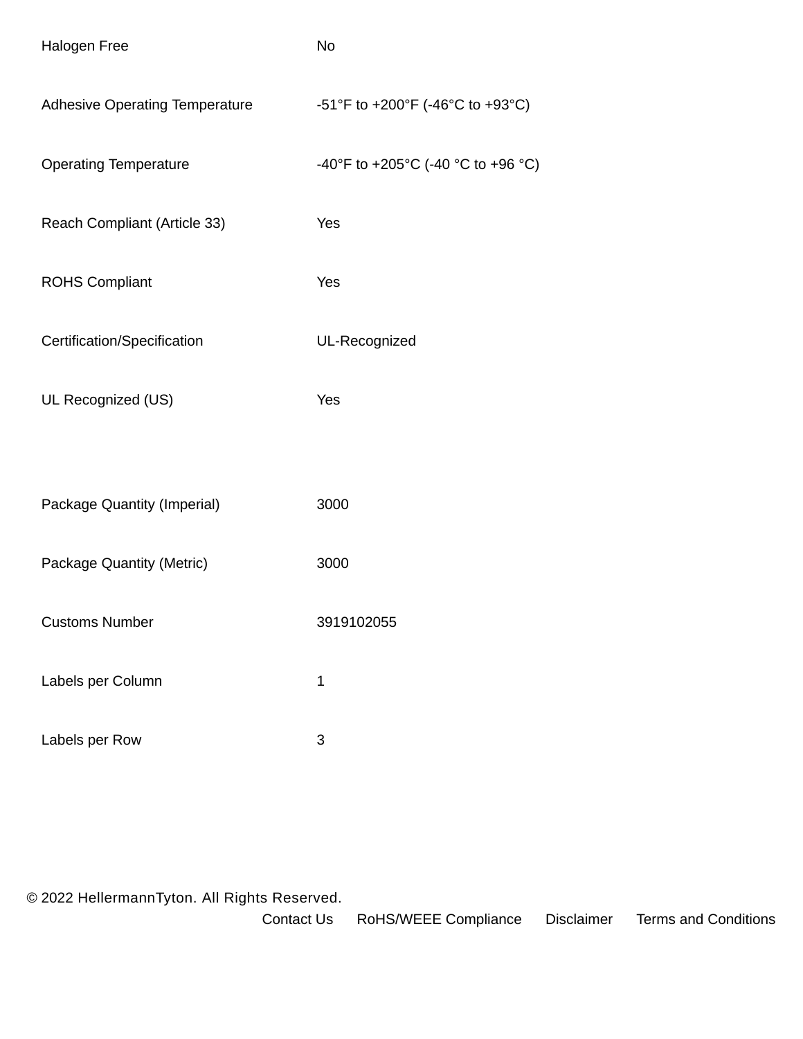| | |
|---|---|
| Halogen Free | No |
| Adhesive Operating Temperature | -51°F to +200°F (-46°C to +93°C) |
| Operating Temperature | -40°F to +205°C (-40 °C to +96 °C) |
| Reach Compliant (Article 33) | Yes |
| ROHS Compliant | Yes |
| Certification/Specification | UL-Recognized |
| UL Recognized (US) | Yes |

| | |
|---|---|
| Package Quantity (Imperial) | 3000 |
| Package Quantity (Metric) | 3000 |
| Customs Number | 3919102055 |
| Labels per Column | 1 |
| Labels per Row | 3 |

© 2022 HellermannTyton. All Rights Reserved.

Contact Us RoHS/WEEE Compliance Disclaimer Terms and Conditions